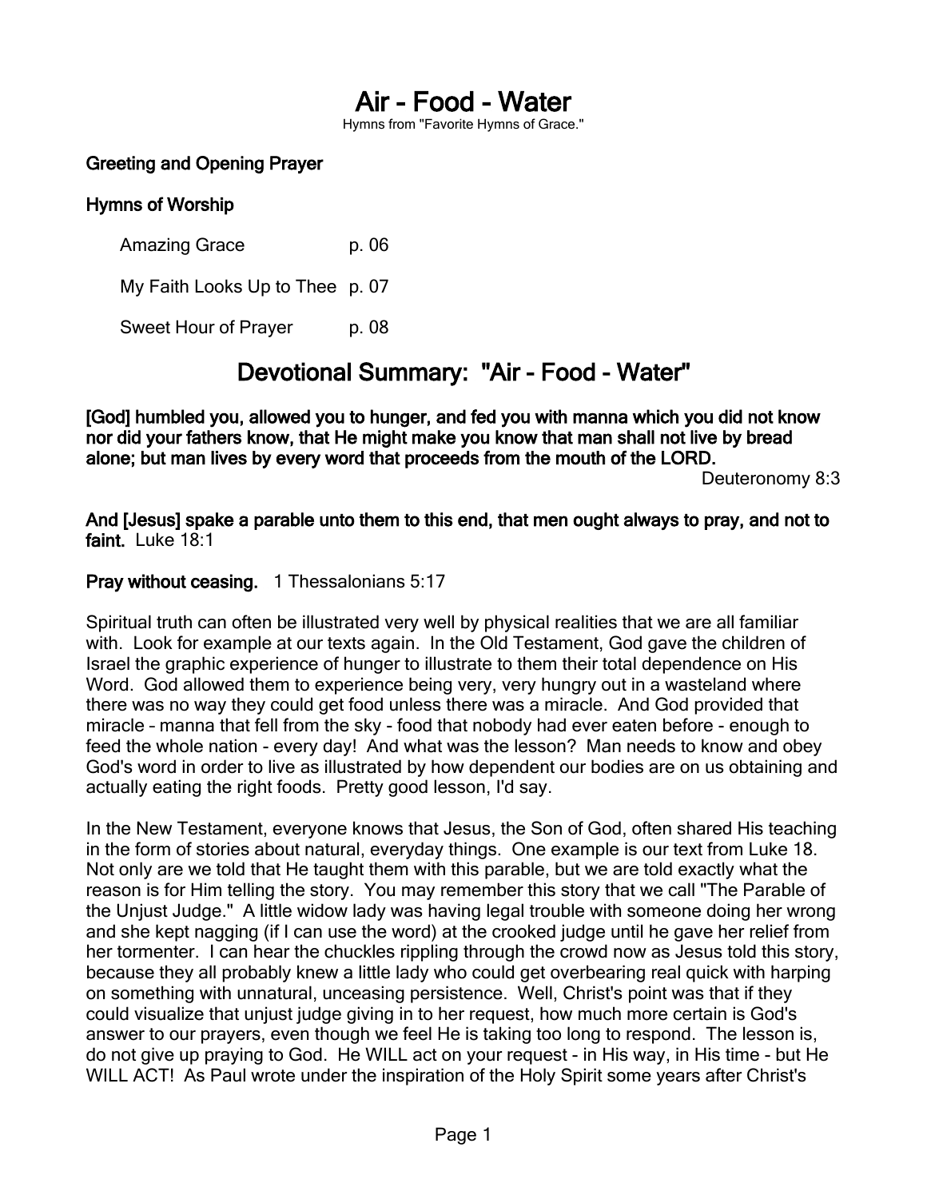# Air - Food - Water

Hymns from "Favorite Hymns of Grace."

**Greeting and Opening Prayer**

**Hymns of Worship**

| | |
|---|---|
| Amazing Grace | p. 06 |
| My Faith Looks Up to Thee | p. 07 |
| Sweet Hour of Prayer | p. 08 |

## Devotional Summary: "Air - Food - Water"

**[God] humbled you, allowed you to hunger, and fed you with manna which you did not know nor did your fathers know, that He might make you know that man shall not live by bread alone; but man lives by every word that proceeds from the mouth of the LORD.**

Deuteronomy 8:3

**And [Jesus] spake a parable unto them to this end, that men ought always to pray, and not to faint.** Luke 18:1

**Pray without ceasing.** 1 Thessalonians 5:17

Spiritual truth can often be illustrated very well by physical realities that we are all familiar with. Look for example at our texts again. In the Old Testament, God gave the children of Israel the graphic experience of hunger to illustrate to them their total dependence on His Word. God allowed them to experience being very, very hungry out in a wasteland where there was no way they could get food unless there was a miracle. And God provided that miracle – manna that fell from the sky - food that nobody had ever eaten before - enough to feed the whole nation - every day! And what was the lesson? Man needs to know and obey God's word in order to live as illustrated by how dependent our bodies are on us obtaining and actually eating the right foods. Pretty good lesson, I'd say.

In the New Testament, everyone knows that Jesus, the Son of God, often shared His teaching in the form of stories about natural, everyday things. One example is our text from Luke 18. Not only are we told that He taught them with this parable, but we are told exactly what the reason is for Him telling the story. You may remember this story that we call "The Parable of the Unjust Judge." A little widow lady was having legal trouble with someone doing her wrong and she kept nagging (if I can use the word) at the crooked judge until he gave her relief from her tormenter. I can hear the chuckles rippling through the crowd now as Jesus told this story, because they all probably knew a little lady who could get overbearing real quick with harping on something with unnatural, unceasing persistence. Well, Christ's point was that if they could visualize that unjust judge giving in to her request, how much more certain is God's answer to our prayers, even though we feel He is taking too long to respond. The lesson is, do not give up praying to God. He WILL act on your request - in His way, in His time - but He WILL ACT! As Paul wrote under the inspiration of the Holy Spirit some years after Christ's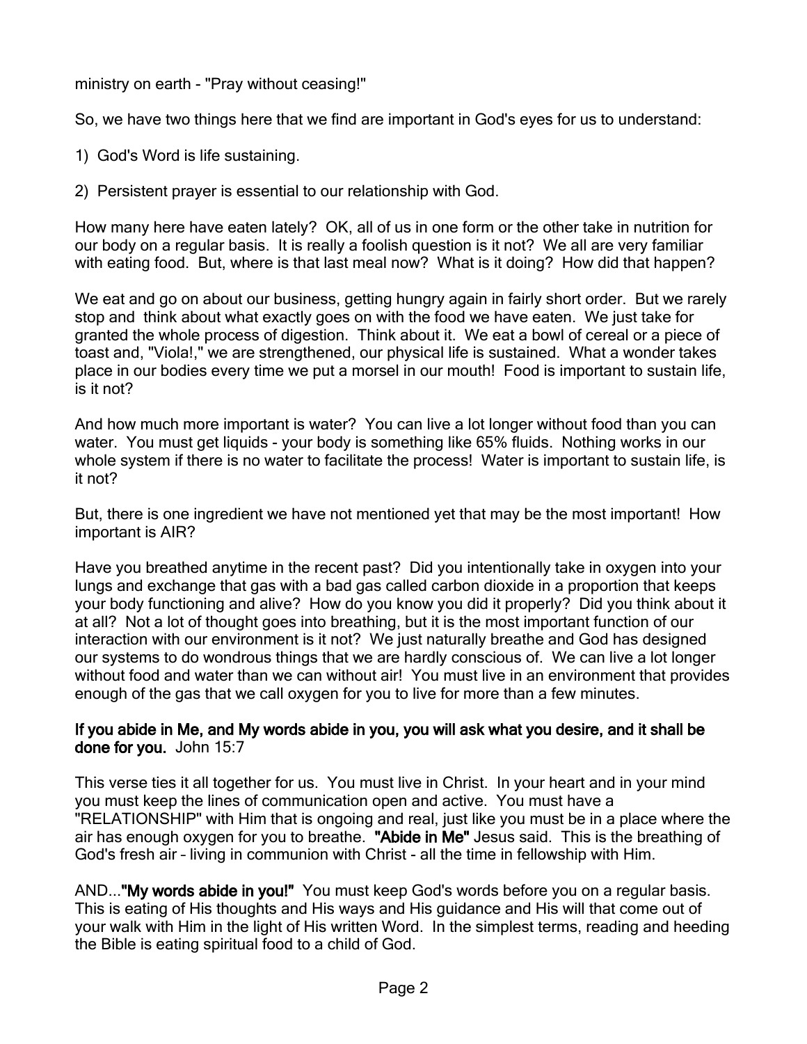ministry on earth - "Pray without ceasing!"

So, we have two things here that we find are important in God's eyes for us to understand:

1) God's Word is life sustaining.

2) Persistent prayer is essential to our relationship with God.

How many here have eaten lately? OK, all of us in one form or the other take in nutrition for our body on a regular basis. It is really a foolish question is it not? We all are very familiar with eating food. But, where is that last meal now? What is it doing? How did that happen?

We eat and go on about our business, getting hungry again in fairly short order. But we rarely stop and think about what exactly goes on with the food we have eaten. We just take for granted the whole process of digestion. Think about it. We eat a bowl of cereal or a piece of toast and, "Viola!," we are strengthened, our physical life is sustained. What a wonder takes place in our bodies every time we put a morsel in our mouth! Food is important to sustain life, is it not?

And how much more important is water? You can live a lot longer without food than you can water. You must get liquids - your body is something like 65% fluids. Nothing works in our whole system if there is no water to facilitate the process! Water is important to sustain life, is it not?

But, there is one ingredient we have not mentioned yet that may be the most important! How important is AIR?

Have you breathed anytime in the recent past? Did you intentionally take in oxygen into your lungs and exchange that gas with a bad gas called carbon dioxide in a proportion that keeps your body functioning and alive? How do you know you did it properly? Did you think about it at all? Not a lot of thought goes into breathing, but it is the most important function of our interaction with our environment is it not? We just naturally breathe and God has designed our systems to do wondrous things that we are hardly conscious of. We can live a lot longer without food and water than we can without air! You must live in an environment that provides enough of the gas that we call oxygen for you to live for more than a few minutes.

**If you abide in Me, and My words abide in you, you will ask what you desire, and it shall be done for you.** John 15:7

This verse ties it all together for us. You must live in Christ. In your heart and in your mind you must keep the lines of communication open and active. You must have a "RELATIONSHIP" with Him that is ongoing and real, just like you must be in a place where the air has enough oxygen for you to breathe. **"Abide in Me"** Jesus said. This is the breathing of God's fresh air – living in communion with Christ - all the time in fellowship with Him.

AND...**"My words abide in you!"** You must keep God's words before you on a regular basis. This is eating of His thoughts and His ways and His guidance and His will that come out of your walk with Him in the light of His written Word. In the simplest terms, reading and heeding the Bible is eating spiritual food to a child of God.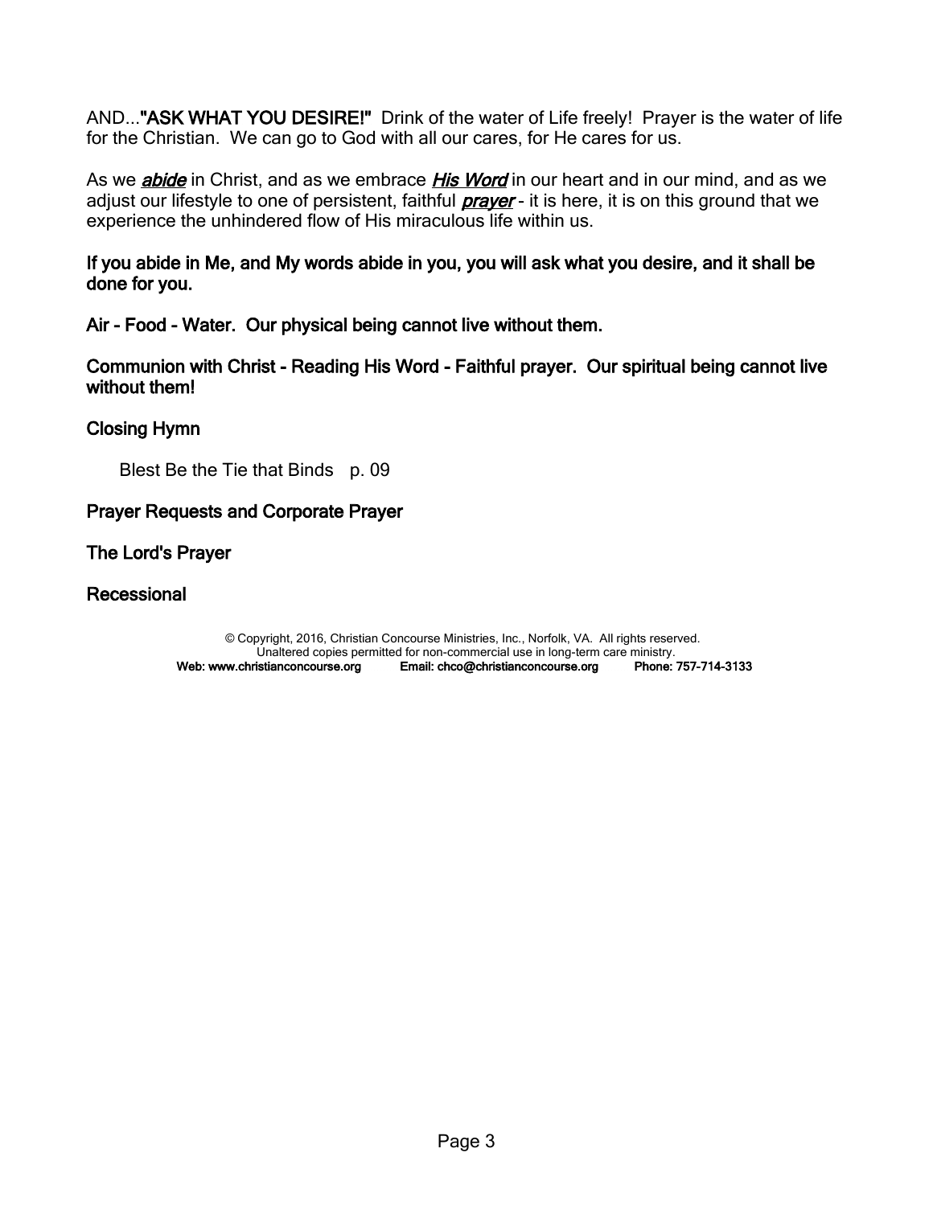AND..."**ASK WHAT YOU DESIRE!"** Drink of the water of Life freely! Prayer is the water of life for the Christian. We can go to God with all our cares, for He cares for us.

As we ***abide*** in Christ, and as we embrace ***His Word*** in our heart and in our mind, and as we adjust our lifestyle to one of persistent, faithful ***prayer*** - it is here, it is on this ground that we experience the unhindered flow of His miraculous life within us.

**If you abide in Me, and My words abide in you, you will ask what you desire, and it shall be done for you.**

**Air - Food - Water. Our physical being cannot live without them.**

**Communion with Christ - Reading His Word - Faithful prayer. Our spiritual being cannot live without them!**

**Closing Hymn**

Blest Be the Tie that Binds p. 09

**Prayer Requests and Corporate Prayer**

**The Lord's Prayer**

**Recessional**

© Copyright, 2016, Christian Concourse Ministries, Inc., Norfolk, VA. All rights reserved.
Unaltered copies permitted for non-commercial use in long-term care ministry.
**Web: www.christianconcourse.org Email: chco@christianconcourse.org Phone: 757-714-3133**